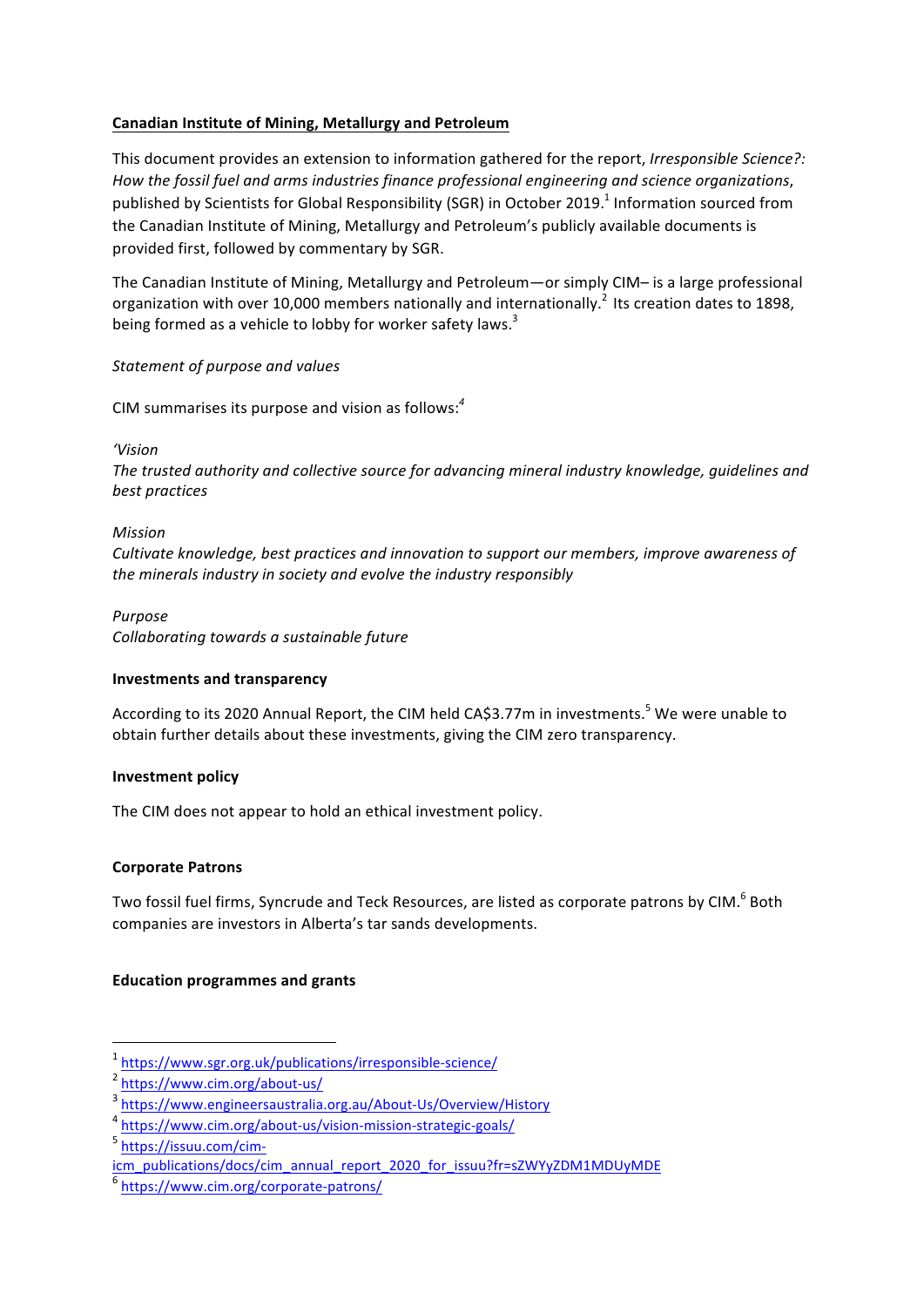**Canadian Institute of Mining, Metallurgy and Petroleum**

This document provides an extension to information gathered for the report, *Irresponsible Science?: How the fossil fuel and arms industries finance professional engineering and science organizations*, published by Scientists for Global Responsibility (SGR) in October 2019.[1] Information sourced from the Canadian Institute of Mining, Metallurgy and Petroleum's publicly available documents is provided first, followed by commentary by SGR.

The Canadian Institute of Mining, Metallurgy and Petroleum—or simply CIM– is a large professional organization with over 10,000 members nationally and internationally.[2] Its creation dates to 1898, being formed as a vehicle to lobby for worker safety laws.[3]

*Statement of purpose and values*

CIM summarises its purpose and vision as follows:[4]

*'Vision*
*The trusted authority and collective source for advancing mineral industry knowledge, guidelines and best practices*

*Mission*
*Cultivate knowledge, best practices and innovation to support our members, improve awareness of the minerals industry in society and evolve the industry responsibly*

*Purpose*
*Collaborating towards a sustainable future*

**Investments and transparency**

According to its 2020 Annual Report, the CIM held CA$3.77m in investments.[5] We were unable to obtain further details about these investments, giving the CIM zero transparency.

**Investment policy**

The CIM does not appear to hold an ethical investment policy.

**Corporate Patrons**

Two fossil fuel firms, Syncrude and Teck Resources, are listed as corporate patrons by CIM.[6] Both companies are investors in Alberta's tar sands developments.

**Education programmes and grants**

---

[1] https://www.sgr.org.uk/publications/irresponsible-science/
[2] https://www.cim.org/about-us/
[3] https://www.engineersaustralia.org.au/About-Us/Overview/History
[4] https://www.cim.org/about-us/vision-mission-strategic-goals/
[5] https://issuu.com/cim-icm_publications/docs/cim_annual_report_2020_for_issuu?fr=sZWYyZDM1MDUyMDE
[6] https://www.cim.org/corporate-patrons/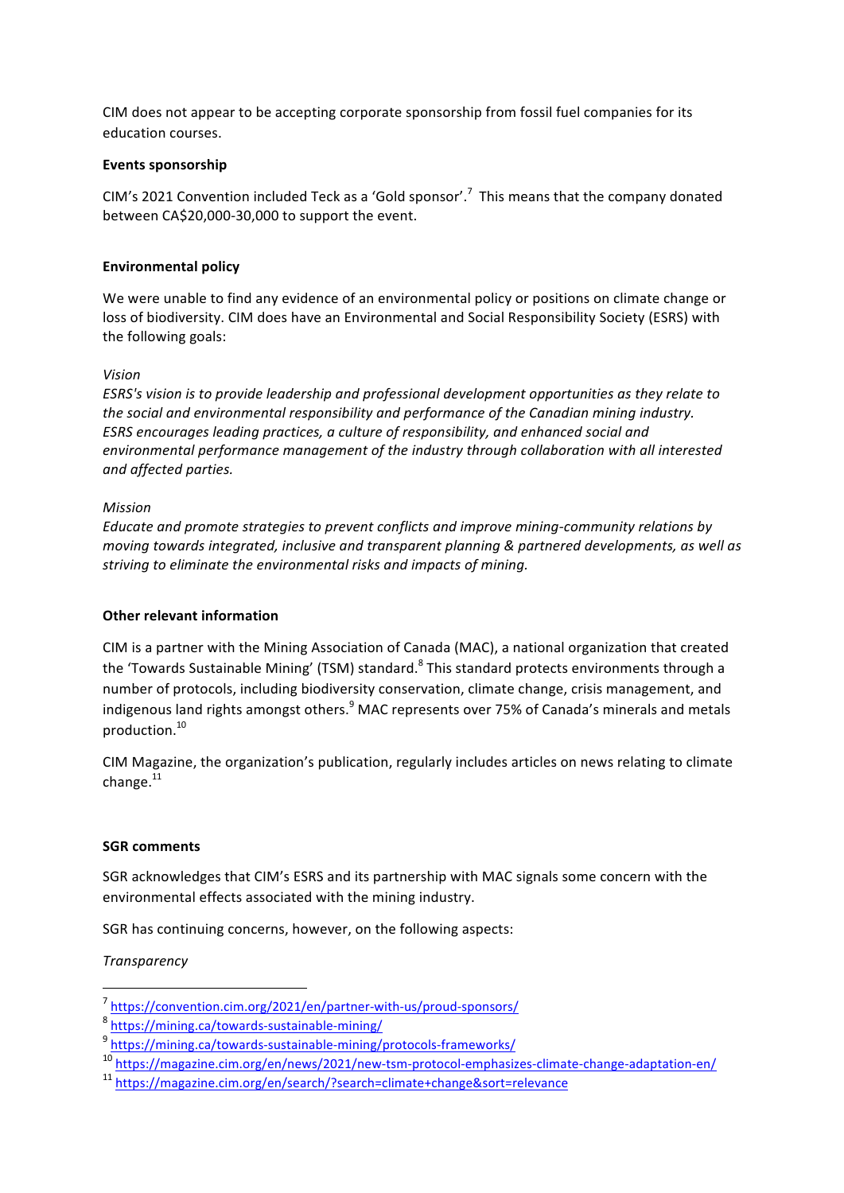CIM does not appear to be accepting corporate sponsorship from fossil fuel companies for its education courses.

**Events sponsorship**

CIM's 2021 Convention included Teck as a 'Gold sponsor'.[7] This means that the company donated between CA$20,000-30,000 to support the event.

**Environmental policy**

We were unable to find any evidence of an environmental policy or positions on climate change or loss of biodiversity. CIM does have an Environmental and Social Responsibility Society (ESRS) with the following goals:

*Vision*

*ESRS's vision is to provide leadership and professional development opportunities as they relate to the social and environmental responsibility and performance of the Canadian mining industry. ESRS encourages leading practices, a culture of responsibility, and enhanced social and environmental performance management of the industry through collaboration with all interested and affected parties.*

*Mission*

*Educate and promote strategies to prevent conflicts and improve mining-community relations by moving towards integrated, inclusive and transparent planning & partnered developments, as well as striving to eliminate the environmental risks and impacts of mining.*

**Other relevant information**

CIM is a partner with the Mining Association of Canada (MAC), a national organization that created the 'Towards Sustainable Mining' (TSM) standard.[8] This standard protects environments through a number of protocols, including biodiversity conservation, climate change, crisis management, and indigenous land rights amongst others.[9] MAC represents over 75% of Canada's minerals and metals production.[10]

CIM Magazine, the organization's publication, regularly includes articles on news relating to climate change.[11]

**SGR comments**

SGR acknowledges that CIM's ESRS and its partnership with MAC signals some concern with the environmental effects associated with the mining industry.

SGR has continuing concerns, however, on the following aspects:

*Transparency*

---

[7] https://convention.cim.org/2021/en/partner-with-us/proud-sponsors/

[8] https://mining.ca/towards-sustainable-mining/

[9] https://mining.ca/towards-sustainable-mining/protocols-frameworks/

[10] https://magazine.cim.org/en/news/2021/new-tsm-protocol-emphasizes-climate-change-adaptation-en/

[11] https://magazine.cim.org/en/search/?search=climate+change&sort=relevance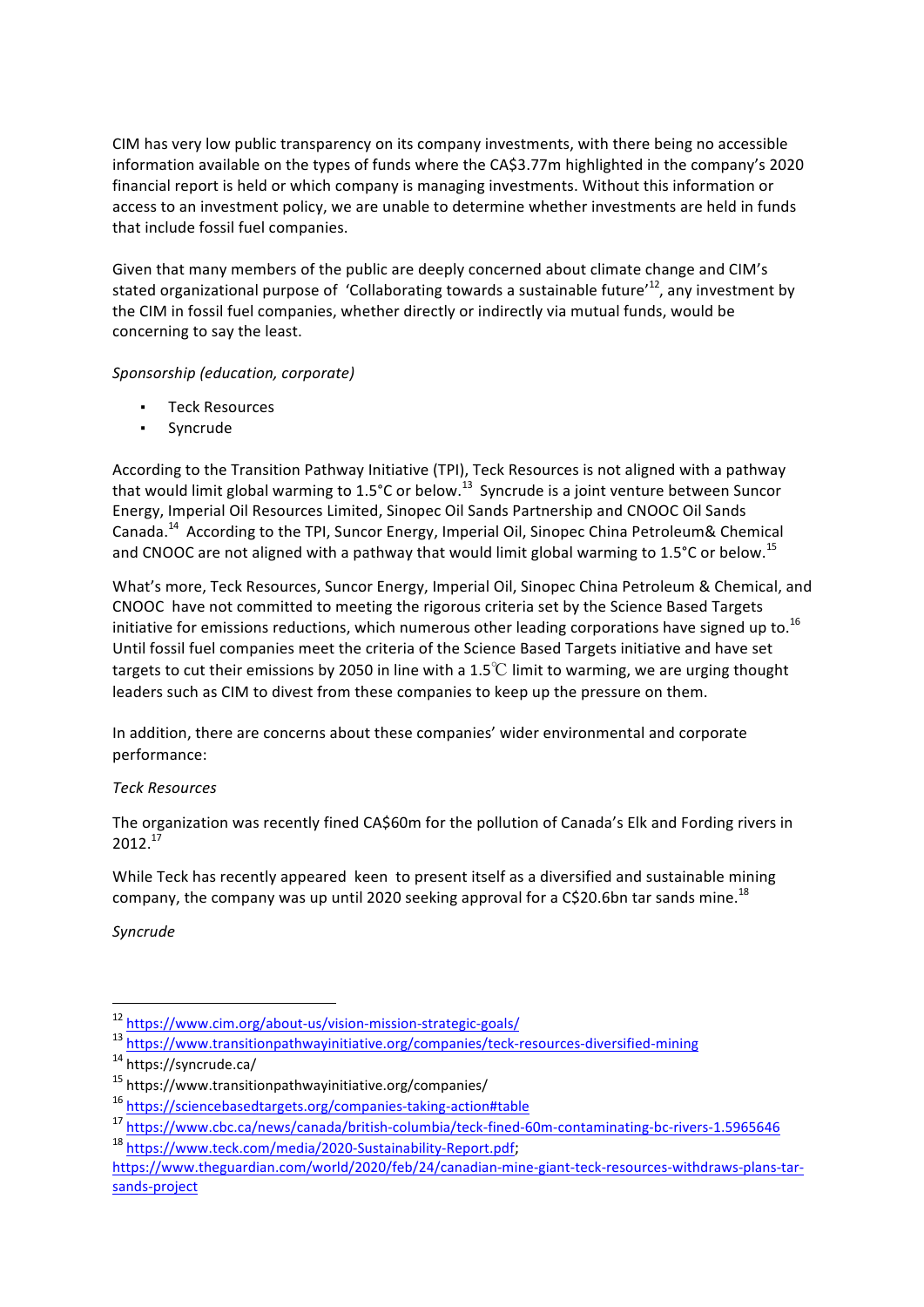CIM has very low public transparency on its company investments, with there being no accessible information available on the types of funds where the CA$3.77m highlighted in the company's 2020 financial report is held or which company is managing investments. Without this information or access to an investment policy, we are unable to determine whether investments are held in funds that include fossil fuel companies.

Given that many members of the public are deeply concerned about climate change and CIM's stated organizational purpose of 'Collaborating towards a sustainable future'[12], any investment by the CIM in fossil fuel companies, whether directly or indirectly via mutual funds, would be concerning to say the least.

*Sponsorship (education, corporate)*

- Teck Resources
- Syncrude

According to the Transition Pathway Initiative (TPI), Teck Resources is not aligned with a pathway that would limit global warming to 1.5°C or below.[13] Syncrude is a joint venture between Suncor Energy, Imperial Oil Resources Limited, Sinopec Oil Sands Partnership and CNOOC Oil Sands Canada.[14] According to the TPI, Suncor Energy, Imperial Oil, Sinopec China Petroleum& Chemical and CNOOC are not aligned with a pathway that would limit global warming to 1.5°C or below.[15]

What's more, Teck Resources, Suncor Energy, Imperial Oil, Sinopec China Petroleum & Chemical, and CNOOC have not committed to meeting the rigorous criteria set by the Science Based Targets initiative for emissions reductions, which numerous other leading corporations have signed up to.[16] Until fossil fuel companies meet the criteria of the Science Based Targets initiative and have set targets to cut their emissions by 2050 in line with a 1.5℃ limit to warming, we are urging thought leaders such as CIM to divest from these companies to keep up the pressure on them.

In addition, there are concerns about these companies' wider environmental and corporate performance:

*Teck Resources*

The organization was recently fined CA$60m for the pollution of Canada's Elk and Fording rivers in 2012.[17]

While Teck has recently appeared keen to present itself as a diversified and sustainable mining company, the company was up until 2020 seeking approval for a C$20.6bn tar sands mine.[18]

*Syncrude*

---

[12] https://www.cim.org/about-us/vision-mission-strategic-goals/

[13] https://www.transitionpathwayinitiative.org/companies/teck-resources-diversified-mining

[14] https://syncrude.ca/

[15] https://www.transitionpathwayinitiative.org/companies/

[16] https://sciencebasedtargets.org/companies-taking-action#table

[17] https://www.cbc.ca/news/canada/british-columbia/teck-fined-60m-contaminating-bc-rivers-1.5965646

[18] https://www.teck.com/media/2020-Sustainability-Report.pdf; https://www.theguardian.com/world/2020/feb/24/canadian-mine-giant-teck-resources-withdraws-plans-tar-sands-project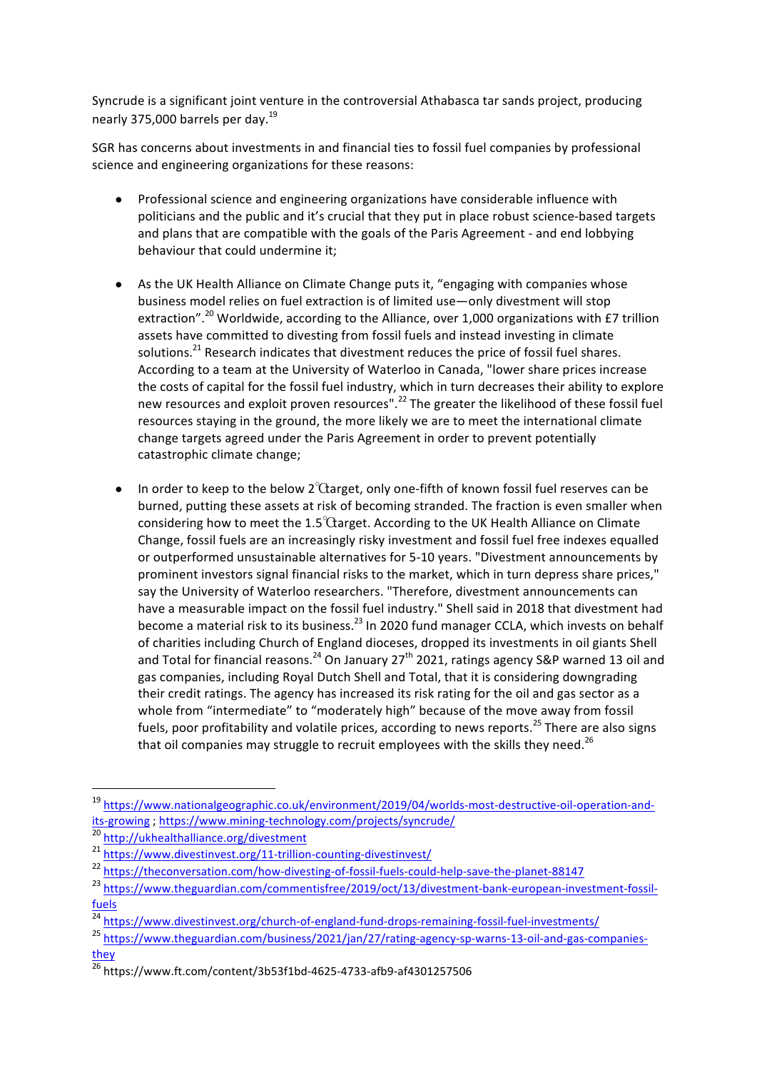Syncrude is a significant joint venture in the controversial Athabasca tar sands project, producing nearly 375,000 barrels per day.[19]

SGR has concerns about investments in and financial ties to fossil fuel companies by professional science and engineering organizations for these reasons:

- Professional science and engineering organizations have considerable influence with politicians and the public and it's crucial that they put in place robust science-based targets and plans that are compatible with the goals of the Paris Agreement - and end lobbying behaviour that could undermine it;

- As the UK Health Alliance on Climate Change puts it, "engaging with companies whose business model relies on fuel extraction is of limited use—only divestment will stop extraction".[20] Worldwide, according to the Alliance, over 1,000 organizations with £7 trillion assets have committed to divesting from fossil fuels and instead investing in climate solutions.[21] Research indicates that divestment reduces the price of fossil fuel shares. According to a team at the University of Waterloo in Canada, "lower share prices increase the costs of capital for the fossil fuel industry, which in turn decreases their ability to explore new resources and exploit proven resources".[22] The greater the likelihood of these fossil fuel resources staying in the ground, the more likely we are to meet the international climate change targets agreed under the Paris Agreement in order to prevent potentially catastrophic climate change;

- In order to keep to the below 2°C target, only one-fifth of known fossil fuel reserves can be burned, putting these assets at risk of becoming stranded. The fraction is even smaller when considering how to meet the 1.5°C target. According to the UK Health Alliance on Climate Change, fossil fuels are an increasingly risky investment and fossil fuel free indexes equalled or outperformed unsustainable alternatives for 5-10 years. "Divestment announcements by prominent investors signal financial risks to the market, which in turn depress share prices," say the University of Waterloo researchers. "Therefore, divestment announcements can have a measurable impact on the fossil fuel industry." Shell said in 2018 that divestment had become a material risk to its business.[23] In 2020 fund manager CCLA, which invests on behalf of charities including Church of England dioceses, dropped its investments in oil giants Shell and Total for financial reasons.[24] On January 27th 2021, ratings agency S&P warned 13 oil and gas companies, including Royal Dutch Shell and Total, that it is considering downgrading their credit ratings. The agency has increased its risk rating for the oil and gas sector as a whole from "intermediate" to "moderately high" because of the move away from fossil fuels, poor profitability and volatile prices, according to news reports.[25] There are also signs that oil companies may struggle to recruit employees with the skills they need.[26]

---

[19] https://www.nationalgeographic.co.uk/environment/2019/04/worlds-most-destructive-oil-operation-and-its-growing ; https://www.mining-technology.com/projects/syncrude/

[20] http://ukhealthalliance.org/divestment

[21] https://www.divestinvest.org/11-trillion-counting-divestinvest/

[22] https://theconversation.com/how-divesting-of-fossil-fuels-could-help-save-the-planet-88147

[23] https://www.theguardian.com/commentisfree/2019/oct/13/divestment-bank-european-investment-fossil-fuels

[24] https://www.divestinvest.org/church-of-england-fund-drops-remaining-fossil-fuel-investments/

[25] https://www.theguardian.com/business/2021/jan/27/rating-agency-sp-warns-13-oil-and-gas-companies-they

[26] https://www.ft.com/content/3b53f1bd-4625-4733-afb9-af4301257506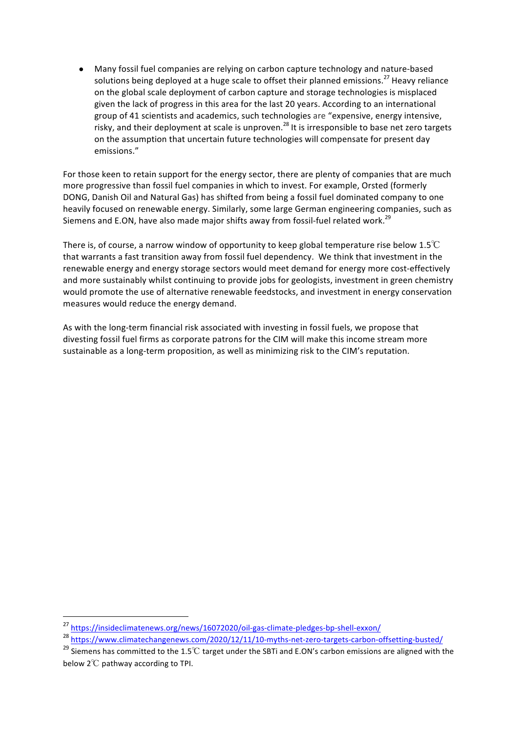- Many fossil fuel companies are relying on carbon capture technology and nature-based solutions being deployed at a huge scale to offset their planned emissions.[27] Heavy reliance on the global scale deployment of carbon capture and storage technologies is misplaced given the lack of progress in this area for the last 20 years. According to an international group of 41 scientists and academics, such technologies are "expensive, energy intensive, risky, and their deployment at scale is unproven.[28] It is irresponsible to base net zero targets on the assumption that uncertain future technologies will compensate for present day emissions."

For those keen to retain support for the energy sector, there are plenty of companies that are much more progressive than fossil fuel companies in which to invest. For example, Orsted (formerly DONG, Danish Oil and Natural Gas) has shifted from being a fossil fuel dominated company to one heavily focused on renewable energy. Similarly, some large German engineering companies, such as Siemens and E.ON, have also made major shifts away from fossil-fuel related work.[29]

There is, of course, a narrow window of opportunity to keep global temperature rise below 1.5℃ that warrants a fast transition away from fossil fuel dependency. We think that investment in the renewable energy and energy storage sectors would meet demand for energy more cost-effectively and more sustainably whilst continuing to provide jobs for geologists, investment in green chemistry would promote the use of alternative renewable feedstocks, and investment in energy conservation measures would reduce the energy demand.

As with the long-term financial risk associated with investing in fossil fuels, we propose that divesting fossil fuel firms as corporate patrons for the CIM will make this income stream more sustainable as a long-term proposition, as well as minimizing risk to the CIM's reputation.

---

[27] https://insideclimatenews.org/news/16072020/oil-gas-climate-pledges-bp-shell-exxon/

[28] https://www.climatechangenews.com/2020/12/11/10-myths-net-zero-targets-carbon-offsetting-busted/

[29] Siemens has committed to the 1.5℃ target under the SBTi and E.ON's carbon emissions are aligned with the below 2℃ pathway according to TPI.